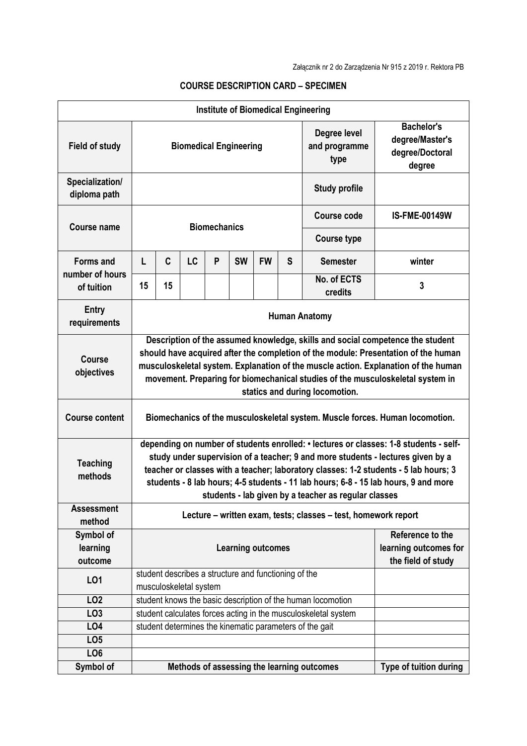Załącznik nr 2 do Zarządzenia Nr 915 z 2019 r. Rektora PB

## COURSE DESCRIPTION CARD – SPECIMEN

| Institute of Biomedical Engineering | | | | | | | | | |
|---|---|---|---|---|---|---|---|---|---|
| **Field of study** | **Biomedical Engineering** | | | | | | | **Degree level and programme type** | **Bachelor's degree/Master's degree/Doctoral degree** |
| **Specialization/ diploma path** | | | | | | | | **Study profile** | |
| **Course name** | **Biomechanics** | | | | | | | **Course code** | **IS-FME-00149W** |
| | | | | | | | | **Course type** | |
| **Forms and number of hours of tuition** | **L** | **C** | **LC** | **P** | **SW** | **FW** | **S** | **Semester** | **winter** |
| | **15** | **15** | | | | | | **No. of ECTS credits** | **3** |
| **Entry requirements** | **Human Anatomy** | | | | | | | | |
| **Course objectives** | **Description of the assumed knowledge, skills and social competence the student should have acquired after the completion of the module: Presentation of the human musculoskeletal system. Explanation of the muscle action. Explanation of the human movement. Preparing for biomechanical studies of the musculoskeletal system in statics and during locomotion.** | | | | | | | | |
| **Course content** | **Biomechanics of the musculoskeletal system. Muscle forces. Human locomotion.** | | | | | | | | |
| **Teaching methods** | **depending on number of students enrolled: • lectures or classes: 1-8 students - self-study under supervision of a teacher; 9 and more students - lectures given by a teacher or classes with a teacher; laboratory classes: 1-2 students - 5 lab hours; 3 students - 8 lab hours; 4-5 students - 11 lab hours; 6-8 - 15 lab hours, 9 and more students - lab given by a teacher as regular classes** | | | | | | | | |
| **Assessment method** | **Lecture – written exam, tests; classes – test, homework report** | | | | | | | | |
| **Symbol of learning outcome** | **Learning outcomes** | | | | | | | | **Reference to the learning outcomes for the field of study** |
| **LO1** | student describes a structure and functioning of the musculoskeletal system | | | | | | | | |
| **LO2** | student knows the basic description of the human locomotion | | | | | | | | |
| **LO3** | student calculates forces acting in the musculoskeletal system | | | | | | | | |
| **LO4** | student determines the kinematic parameters of the gait | | | | | | | | |
| **LO5** | | | | | | | | | |
| **LO6** | | | | | | | | | |
| **Symbol of** | **Methods of assessing the learning outcomes** | | | | | | | | **Type of tuition during** |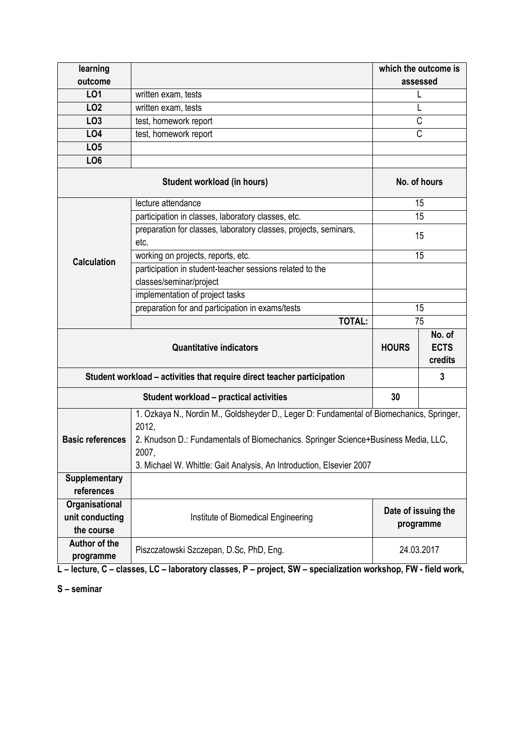| learning outcome | | which the outcome is assessed | |
|---|---|---|---|
| LO1 | written exam, tests | L | |
| LO2 | written exam, tests | L | |
| LO3 | test, homework report | C | |
| LO4 | test, homework report | C | |
| LO5 | | | |
| LO6 | | | |
| **Student workload (in hours)** | | **No. of hours** | |
| **Calculation** | lecture attendance | 15 | |
| | participation in classes, laboratory classes, etc. | 15 | |
| | preparation for classes, laboratory classes, projects, seminars, etc. | 15 | |
| | working on projects, reports, etc. | 15 | |
| | participation in student-teacher sessions related to the classes/seminar/project | | |
| | implementation of project tasks | | |
| | preparation for and participation in exams/tests | 15 | |
| | **TOTAL:** | 75 | |
| **Quantitative indicators** | | **HOURS** | **No. of ECTS credits** |
| **Student workload – activities that require direct teacher participation** | | | 3 |
| **Student workload – practical activities** | | 30 | |
| **Basic references** | 1. Ozkaya N., Nordin M., Goldsheyder D., Leger D: Fundamental of Biomechanics, Springer, 2012,<br>2. Knudson D.: Fundamentals of Biomechanics. Springer Science+Business Media, LLC, 2007,<br>3. Michael W. Whittle: Gait Analysis, An Introduction, Elsevier 2007 | | |
| **Supplementary references** | | | |
| **Organisational unit conducting the course** | Institute of Biomedical Engineering | **Date of issuing the programme** | |
| **Author of the programme** | Piszczatowski Szczepan, D.Sc, PhD, Eng. | 24.03.2017 | |

**L – lecture, C – classes, LC – laboratory classes, P – project, SW – specialization workshop, FW - field work, S – seminar**